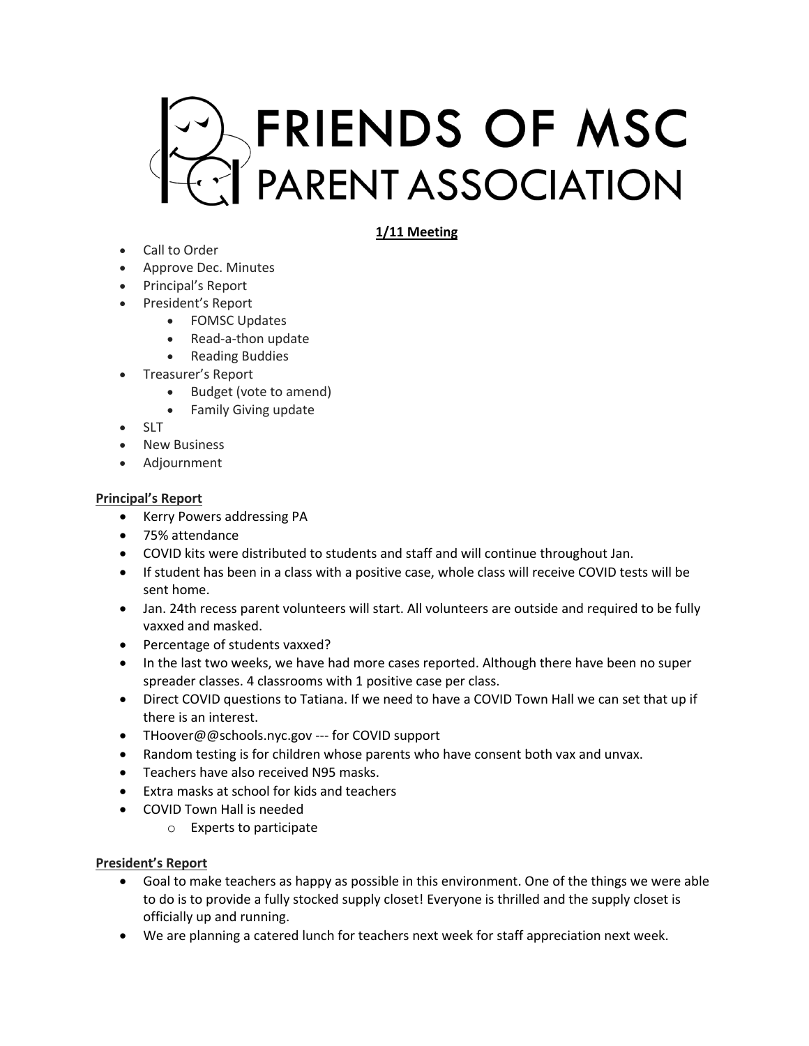# FRIENDS OF MSC PARENT ASSOCIATION

**1/11 Meeting**

- Call to Order
- Approve Dec. Minutes
- Principal's Report
- President's Report
  - FOMSC Updates
  - Read-a-thon update
  - Reading Buddies
- Treasurer's Report
  - Budget (vote to amend)
  - Family Giving update
- SLT
- New Business
- Adjournment

**Principal's Report**

- Kerry Powers addressing PA
- 75% attendance
- COVID kits were distributed to students and staff and will continue throughout Jan.
- If student has been in a class with a positive case, whole class will receive COVID tests will be sent home.
- Jan. 24th recess parent volunteers will start. All volunteers are outside and required to be fully vaxxed and masked.
- Percentage of students vaxxed?
- In the last two weeks, we have had more cases reported. Although there have been no super spreader classes. 4 classrooms with 1 positive case per class.
- Direct COVID questions to Tatiana. If we need to have a COVID Town Hall we can set that up if there is an interest.
- THoover@@schools.nyc.gov --- for COVID support
- Random testing is for children whose parents who have consent both vax and unvax.
- Teachers have also received N95 masks.
- Extra masks at school for kids and teachers
- COVID Town Hall is needed
  - Experts to participate

**President's Report**

- Goal to make teachers as happy as possible in this environment. One of the things we were able to do is to provide a fully stocked supply closet! Everyone is thrilled and the supply closet is officially up and running.
- We are planning a catered lunch for teachers next week for staff appreciation next week.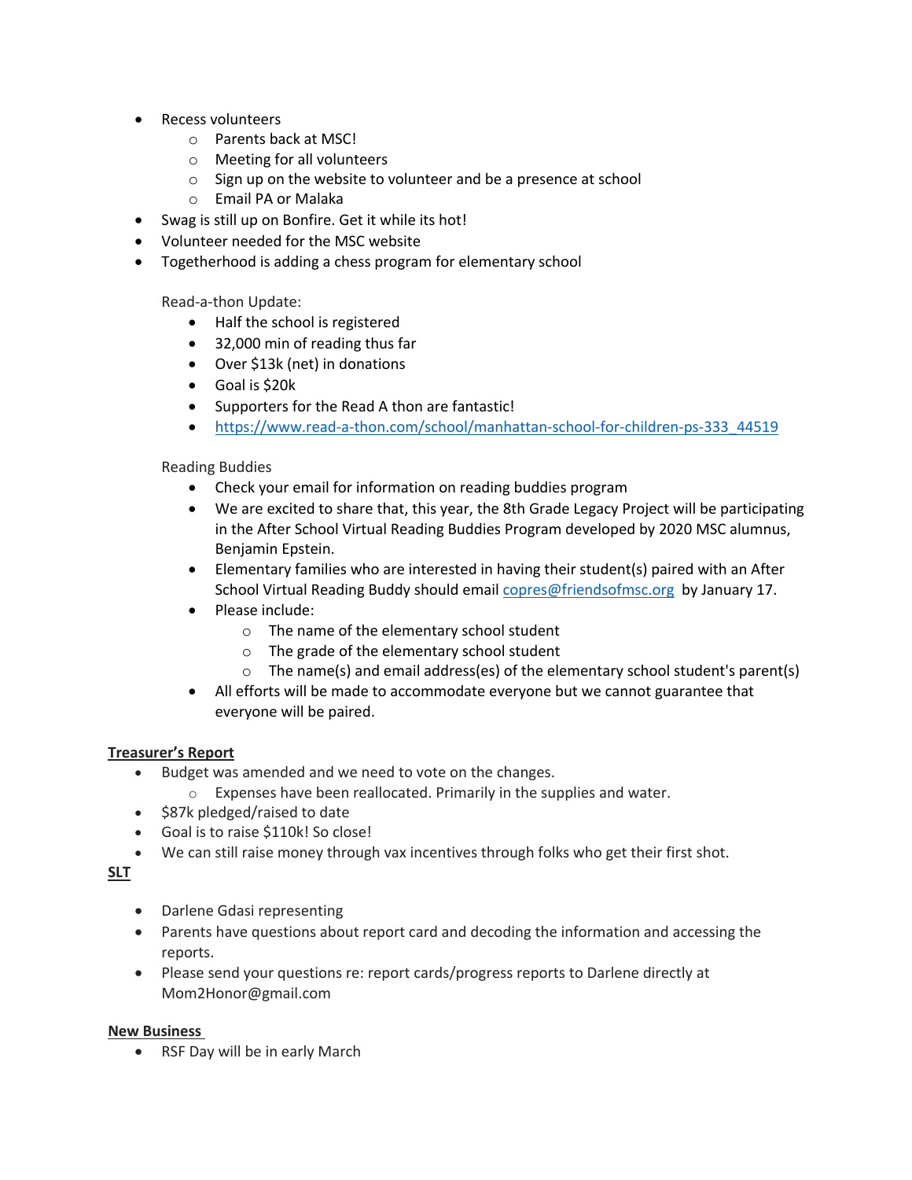- Recess volunteers
  - Parents back at MSC!
  - Meeting for all volunteers
  - Sign up on the website to volunteer and be a presence at school
  - Email PA or Malaka
- Swag is still up on Bonfire. Get it while its hot!
- Volunteer needed for the MSC website
- Togetherhood is adding a chess program for elementary school

  Read-a-thon Update:
  - Half the school is registered
  - 32,000 min of reading thus far
  - Over $13k (net) in donations
  - Goal is $20k
  - Supporters for the Read A thon are fantastic!
  - [https://www.read-a-thon.com/school/manhattan-school-for-children-ps-333_44519](https://www.read-a-thon.com/school/manhattan-school-for-children-ps-333_44519)

  Reading Buddies
  - Check your email for information on reading buddies program
  - We are excited to share that, this year, the 8th Grade Legacy Project will be participating in the After School Virtual Reading Buddies Program developed by 2020 MSC alumnus, Benjamin Epstein.
  - Elementary families who are interested in having their student(s) paired with an After School Virtual Reading Buddy should email [copres@friendsofmsc.org](mailto:copres@friendsofmsc.org) by January 17.
  - Please include:
    - The name of the elementary school student
    - The grade of the elementary school student
    - The name(s) and email address(es) of the elementary school student's parent(s)
  - All efforts will be made to accommodate everyone but we cannot guarantee that everyone will be paired.

**<u>Treasurer's Report</u>**

- Budget was amended and we need to vote on the changes.
  - Expenses have been reallocated. Primarily in the supplies and water.
- $87k pledged/raised to date
- Goal is to raise $110k! So close!
- We can still raise money through vax incentives through folks who get their first shot.

**<u>SLT</u>**

- Darlene Gdasi representing
- Parents have questions about report card and decoding the information and accessing the reports.
- Please send your questions re: report cards/progress reports to Darlene directly at Mom2Honor@gmail.com

**<u>New Business</u>**

- RSF Day will be in early March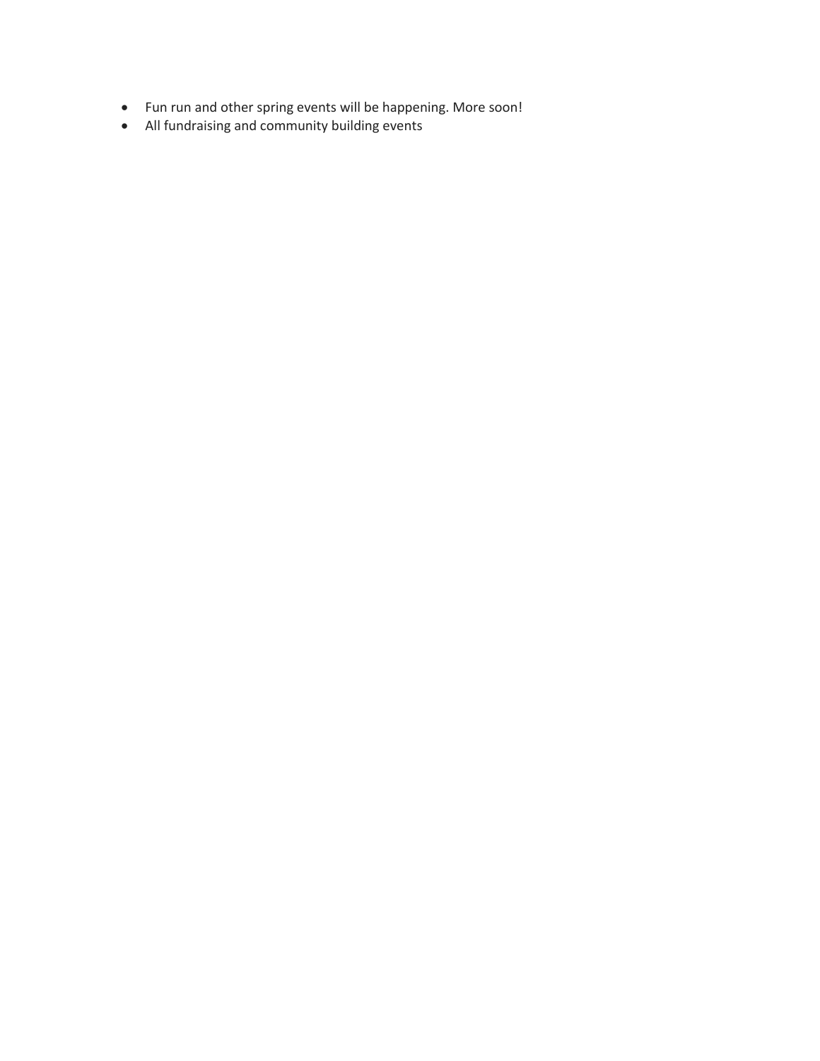- Fun run and other spring events will be happening. More soon!
- All fundraising and community building events